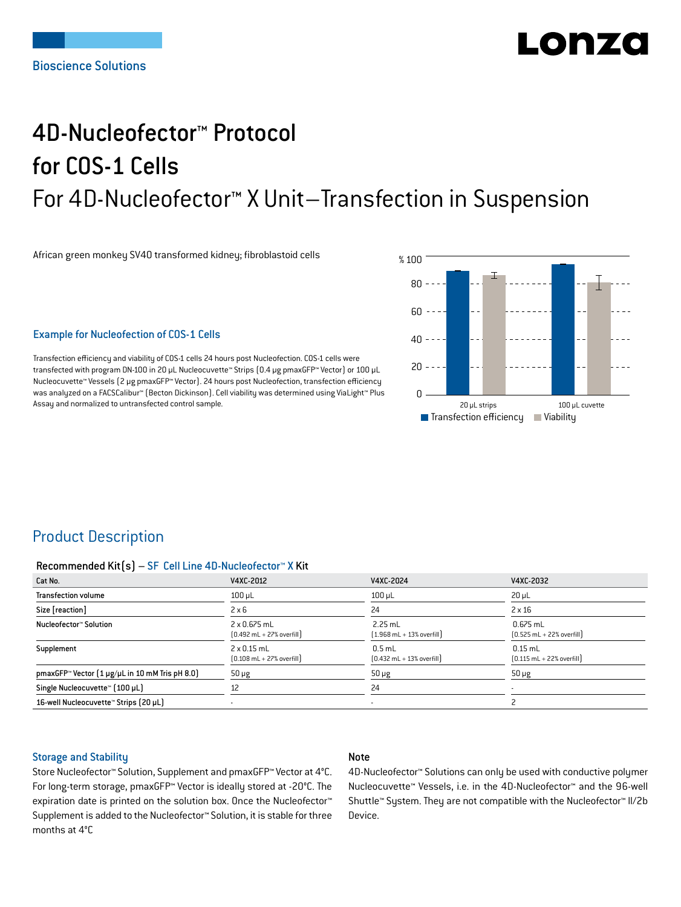Bioscience Solutions

# 4D-Nucleofector™ Protocol for COS-1 Cells

## For 4D-Nucleofector™ X Unit–Transfection in Suspension

African green monkey SV40 transformed kidney; fibroblastoid cells

### Example for Nucleofection of COS-1 Cells

Transfection efficiency and viability of COS-1 cells 24 hours post Nucleofection. COS-1 cells were transfected with program DN-100 in 20 µL Nucleocuvette™ Strips (0.4 µg pmaxGFP™ Vector) or 100 µL Nucleocuvette™ Vessels (2 µg pmaxGFP™ Vector). 24 hours post Nucleofection, transfection efficiency was analyzed on a FACSCalibur™ (Becton Dickinson). Cell viability was determined using ViaLight™ Plus Assay and normalized to untransfected control sample.

## Product Description

### Recommended Kit(s) – SF Cell Line 4D-Nucleofector™ X Kit

| Cat No. | V4XC-2012 | V4XC-2024 | V4XC-2032 |
|---|---|---|---|
| Transfection volume | 100 µL | 100 µL | 20 µL |
| Size [reaction] | 2 x 6 | 24 | 2 x 16 |
| Nucleofector™ Solution | 2 x 0.675 mL (0.492 mL + 27% overfill) | 2.25 mL (1.968 mL + 13% overfill) | 0.675 mL (0.525 mL + 22% overfill) |
| Supplement | 2 x 0.15 mL (0.108 mL + 27% overfill) | 0.5 mL (0.432 mL + 13% overfill) | 0.15 mL (0.115 mL + 22% overfill) |
| pmaxGFP™ Vector (1 µg/µL in 10 mM Tris pH 8.0) | 50 µg | 50 µg | 50 µg |
| Single Nucleocuvette™ (100 µL) | 12 | 24 | - |
| 16-well Nucleocuvette™ Strips (20 µL) | - | - | 2 |

### Storage and Stability

Store Nucleofector™ Solution, Supplement and pmaxGFP™ Vector at 4°C. For long-term storage, pmaxGFP™ Vector is ideally stored at -20°C. The expiration date is printed on the solution box. Once the Nucleofector™ Supplement is added to the Nucleofector™ Solution, it is stable for three months at 4°C

### Note

4D-Nucleofector™ Solutions can only be used with conductive polymer Nucleocuvette™ Vessels, i.e. in the 4D-Nucleofector™ and the 96-well Shuttle™ System. They are not compatible with the Nucleofector™ II/2b Device.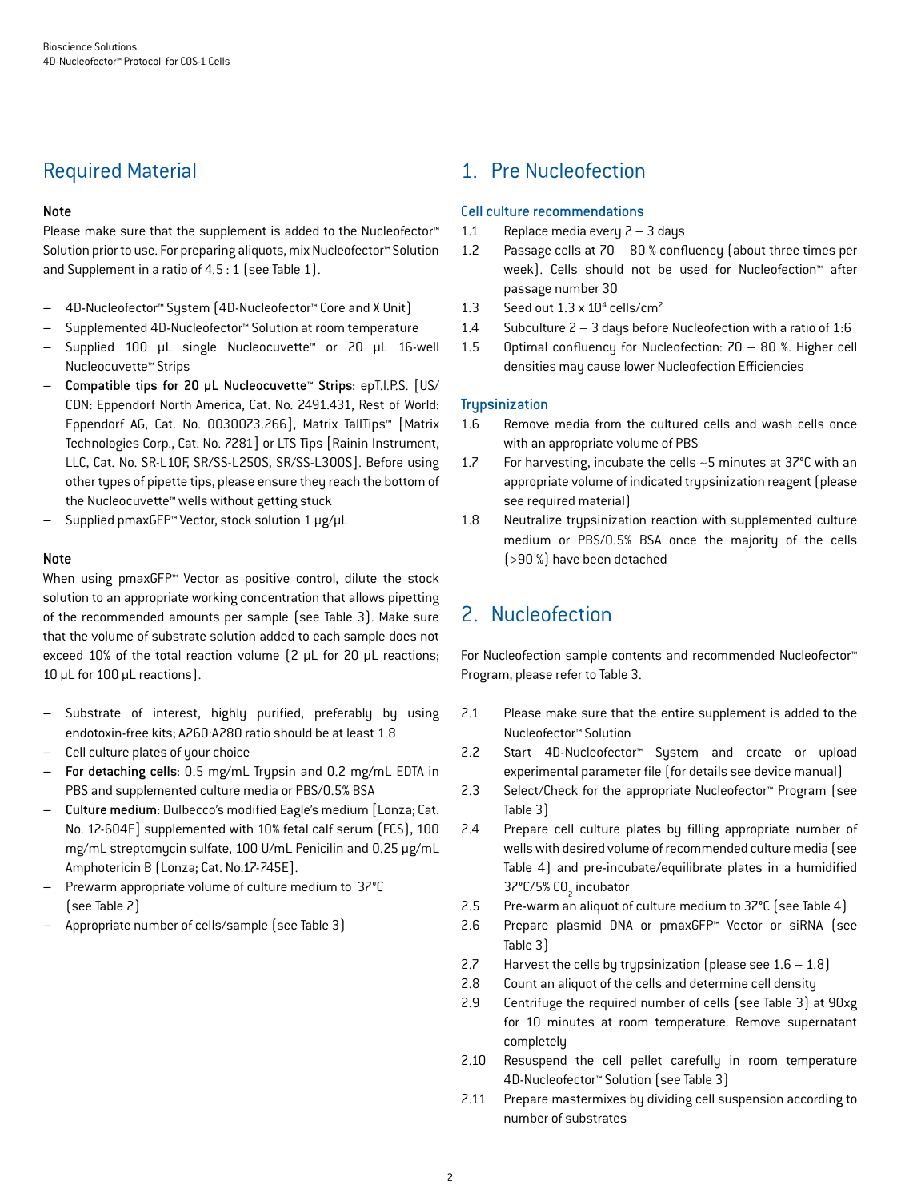## Required Material

**Note**

Please make sure that the supplement is added to the Nucleofector™ Solution prior to use. For preparing aliquots, mix Nucleofector™ Solution and Supplement in a ratio of 4.5 : 1 (see Table 1).

- 4D-Nucleofector™ System (4D-Nucleofector™ Core and X Unit)
- Supplemented 4D-Nucleofector™ Solution at room temperature
- Supplied 100 µL single Nucleocuvette™ or 20 µL 16-well Nucleocuvette™ Strips
- **Compatible tips for 20 µL Nucleocuvette™ Strips**: epT.I.P.S. [US/CDN: Eppendorf North America, Cat. No. 2491.431, Rest of World: Eppendorf AG, Cat. No. 0030073.266], Matrix TallTips™ [Matrix Technologies Corp., Cat. No. 7281] or LTS Tips [Rainin Instrument, LLC, Cat. No. SR-L10F, SR/SS-L250S, SR/SS-L300S]. Before using other types of pipette tips, please ensure they reach the bottom of the Nucleocuvette™ wells without getting stuck
- Supplied pmaxGFP™ Vector, stock solution 1 µg/µL

**Note**

When using pmaxGFP™ Vector as positive control, dilute the stock solution to an appropriate working concentration that allows pipetting of the recommended amounts per sample (see Table 3). Make sure that the volume of substrate solution added to each sample does not exceed 10% of the total reaction volume (2 µL for 20 µL reactions; 10 µL for 100 µL reactions).

- Substrate of interest, highly purified, preferably by using endotoxin-free kits; A260:A280 ratio should be at least 1.8
- Cell culture plates of your choice
- **For detaching cells:** 0.5 mg/mL Trypsin and 0.2 mg/mL EDTA in PBS and supplemented culture media or PBS/0.5% BSA
- **Culture medium:** Dulbecco's modified Eagle's medium [Lonza; Cat. No. 12-604F] supplemented with 10% fetal calf serum (FCS), 100 mg/mL streptomycin sulfate, 100 U/mL Penicilin and 0.25 µg/mL Amphotericin B (Lonza; Cat. No.17-745E].
- Prewarm appropriate volume of culture medium to 37°C (see Table 2)
- Appropriate number of cells/sample (see Table 3)

## 1. Pre Nucleofection

### Cell culture recommendations

1.1 Replace media every 2 – 3 days

1.2 Passage cells at 70 – 80 % confluency (about three times per week). Cells should not be used for Nucleofection™ after passage number 30

1.3 Seed out $1.3 \times 10^4$ cells/cm$^2$

1.4 Subculture 2 – 3 days before Nucleofection with a ratio of 1:6

1.5 Optimal confluency for Nucleofection: 70 – 80 %. Higher cell densities may cause lower Nucleofection Efficiencies

### Trypsinization

1.6 Remove media from the cultured cells and wash cells once with an appropriate volume of PBS

1.7 For harvesting, incubate the cells ~5 minutes at 37°C with an appropriate volume of indicated trypsinization reagent (please see required material)

1.8 Neutralize trypsinization reaction with supplemented culture medium or PBS/0.5% BSA once the majority of the cells (>90 %) have been detached

## 2. Nucleofection

For Nucleofection sample contents and recommended Nucleofector™ Program, please refer to Table 3.

2.1 Please make sure that the entire supplement is added to the Nucleofector™ Solution

2.2 Start 4D-Nucleofector™ System and create or upload experimental parameter file (for details see device manual)

2.3 Select/Check for the appropriate Nucleofector™ Program (see Table 3)

2.4 Prepare cell culture plates by filling appropriate number of wells with desired volume of recommended culture media (see Table 4) and pre-incubate/equilibrate plates in a humidified 37°C/5% $CO_2$ incubator

2.5 Pre-warm an aliquot of culture medium to 37°C (see Table 4)

2.6 Prepare plasmid DNA or pmaxGFP™ Vector or siRNA (see Table 3)

2.7 Harvest the cells by trypsinization (please see 1.6 – 1.8)

2.8 Count an aliquot of the cells and determine cell density

2.9 Centrifuge the required number of cells (see Table 3) at 90xg for 10 minutes at room temperature. Remove supernatant completely

2.10 Resuspend the cell pellet carefully in room temperature 4D-Nucleofector™ Solution (see Table 3)

2.11 Prepare mastermixes by dividing cell suspension according to number of substrates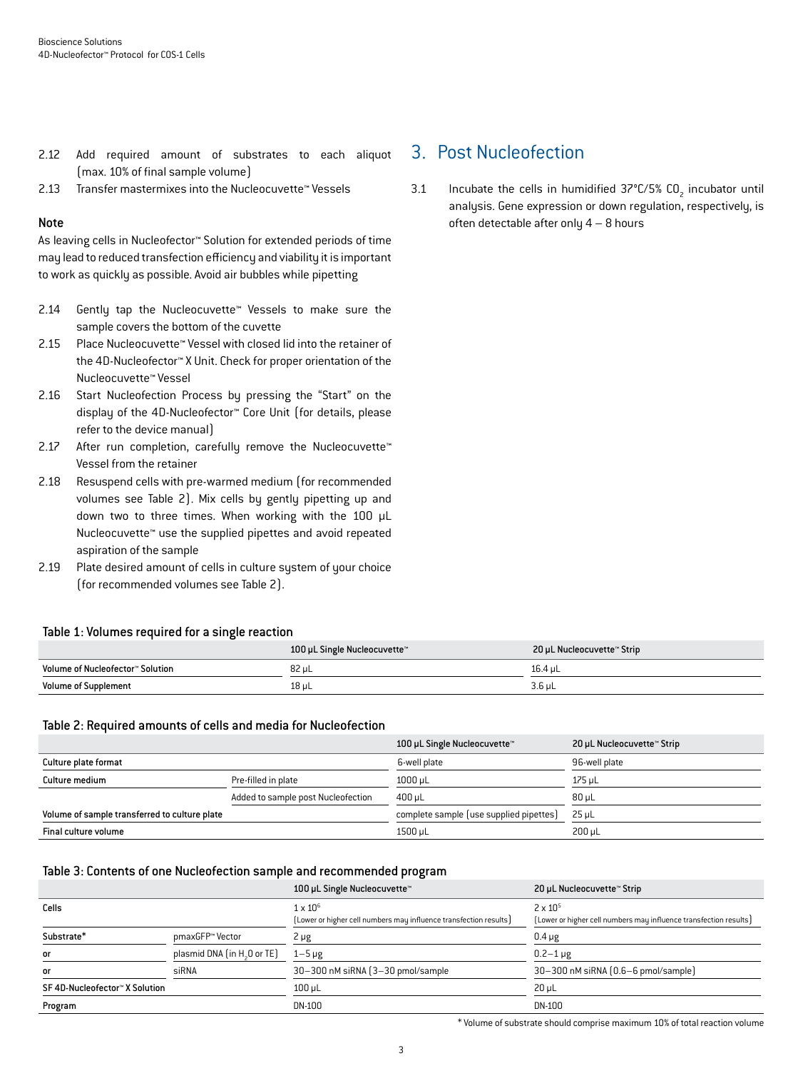2.12 Add required amount of substrates to each aliquot (max. 10% of final sample volume)

2.13 Transfer mastermixes into the Nucleocuvette™ Vessels

### Note

As leaving cells in Nucleofector™ Solution for extended periods of time may lead to reduced transfection efficiency and viability it is important to work as quickly as possible. Avoid air bubbles while pipetting

2.14 Gently tap the Nucleocuvette™ Vessels to make sure the sample covers the bottom of the cuvette

2.15 Place Nucleocuvette™ Vessel with closed lid into the retainer of the 4D-Nucleofector™ X Unit. Check for proper orientation of the Nucleocuvette™ Vessel

2.16 Start Nucleofection Process by pressing the "Start" on the display of the 4D-Nucleofector™ Core Unit (for details, please refer to the device manual)

2.17 After run completion, carefully remove the Nucleocuvette™ Vessel from the retainer

2.18 Resuspend cells with pre-warmed medium (for recommended volumes see Table 2). Mix cells by gently pipetting up and down two to three times. When working with the 100 µL Nucleocuvette™ use the supplied pipettes and avoid repeated aspiration of the sample

2.19 Plate desired amount of cells in culture system of your choice (for recommended volumes see Table 2).

## 3. Post Nucleofection

3.1 Incubate the cells in humidified 37°C/5% $CO_2$ incubator until analysis. Gene expression or down regulation, respectively, is often detectable after only 4 – 8 hours

**Table 1: Volumes required for a single reaction**

| | 100 µL Single Nucleocuvette™ | 20 µL Nucleocuvette™ Strip |
|---|---|---|
| Volume of Nucleofector™ Solution | 82 µL | 16.4 µL |
| Volume of Supplement | 18 µL | 3.6 µL |

**Table 2: Required amounts of cells and media for Nucleofection**

| | | 100 µL Single Nucleocuvette™ | 20 µL Nucleocuvette™ Strip |
|---|---|---|---|
| Culture plate format | | 6-well plate | 96-well plate |
| Culture medium | Pre-filled in plate | 1000 µL | 175 µL |
| | Added to sample post Nucleofection | 400 µL | 80 µL |
| Volume of sample transferred to culture plate | | complete sample (use supplied pipettes) | 25 µL |
| Final culture volume | | 1500 µL | 200 µL |

**Table 3: Contents of one Nucleofection sample and recommended program**

| | | 100 µL Single Nucleocuvette™ | 20 µL Nucleocuvette™ Strip |
|---|---|---|---|
| Cells | | $1 \times 10^6$ (Lower or higher cell numbers may influence transfection results) | $2 \times 10^5$ (Lower or higher cell numbers may influence transfection results) |
| Substrate* | pmaxGFP™ Vector | 2 µg | 0.4 µg |
| or | plasmid DNA (in $H_2O$ or TE) | 1–5 µg | 0.2–1 µg |
| or | siRNA | 30–300 nM siRNA (3–30 pmol/sample | 30–300 nM siRNA (0.6–6 pmol/sample) |
| SF 4D-Nucleofector™ X Solution | | 100 µL | 20 µL |
| Program | | DN-100 | DN-100 |

* Volume of substrate should comprise maximum 10% of total reaction volume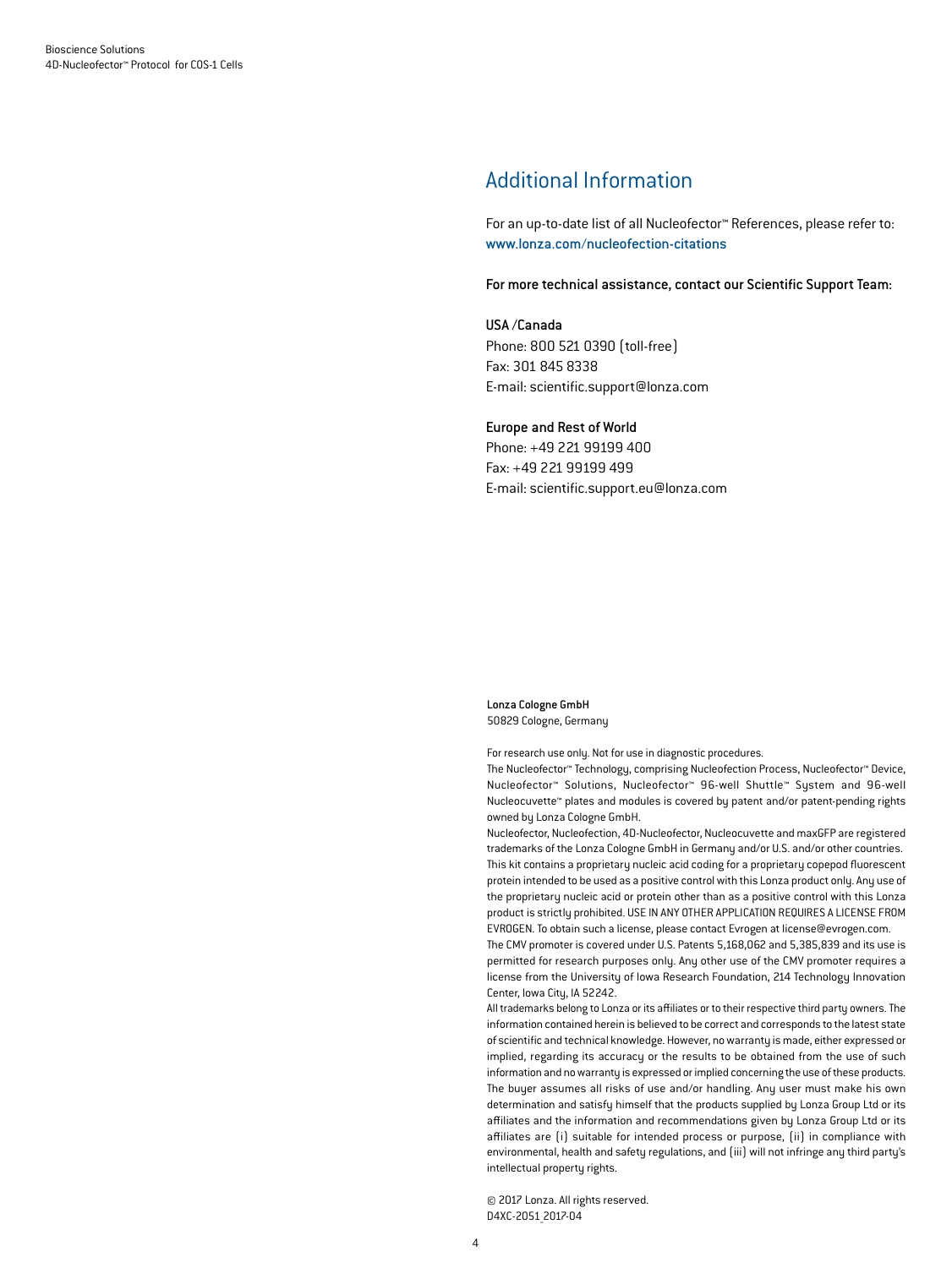## Additional Information

For an up-to-date list of all Nucleofector™ References, please refer to:
www.lonza.com/nucleofection-citations

**For more technical assistance, contact our Scientific Support Team:**

**USA /Canada**
Phone: 800 521 0390 (toll-free)
Fax: 301 845 8338
E-mail: scientific.support@lonza.com

**Europe and Rest of World**
Phone: +49 221 99199 400
Fax: +49 221 99199 499
E-mail: scientific.support.eu@lonza.com

**Lonza Cologne GmbH**
50829 Cologne, Germany

For research use only. Not for use in diagnostic procedures.
The Nucleofector™ Technology, comprising Nucleofection Process, Nucleofector™ Device, Nucleofector™ Solutions, Nucleofector™ 96-well Shuttle™ System and 96-well Nucleocuvette™ plates and modules is covered by patent and/or patent-pending rights owned by Lonza Cologne GmbH.
Nucleofector, Nucleofection, 4D-Nucleofector, Nucleocuvette and maxGFP are registered trademarks of the Lonza Cologne GmbH in Germany and/or U.S. and/or other countries.
This kit contains a proprietary nucleic acid coding for a proprietary copepod fluorescent protein intended to be used as a positive control with this Lonza product only. Any use of the proprietary nucleic acid or protein other than as a positive control with this Lonza product is strictly prohibited. USE IN ANY OTHER APPLICATION REQUIRES A LICENSE FROM EVROGEN. To obtain such a license, please contact Evrogen at license@evrogen.com.
The CMV promoter is covered under U.S. Patents 5,168,062 and 5,385,839 and its use is permitted for research purposes only. Any other use of the CMV promoter requires a license from the University of Iowa Research Foundation, 214 Technology Innovation Center, Iowa City, IA 52242.
All trademarks belong to Lonza or its affiliates or to their respective third party owners. The information contained herein is believed to be correct and corresponds to the latest state of scientific and technical knowledge. However, no warranty is made, either expressed or implied, regarding its accuracy or the results to be obtained from the use of such information and no warranty is expressed or implied concerning the use of these products. The buyer assumes all risks of use and/or handling. Any user must make his own determination and satisfy himself that the products supplied by Lonza Group Ltd or its affiliates and the information and recommendations given by Lonza Group Ltd or its affiliates are (i) suitable for intended process or purpose, (ii) in compliance with environmental, health and safety regulations, and (iii) will not infringe any third party's intellectual property rights.

© 2017 Lonza. All rights reserved.
D4XC-2051_2017-04